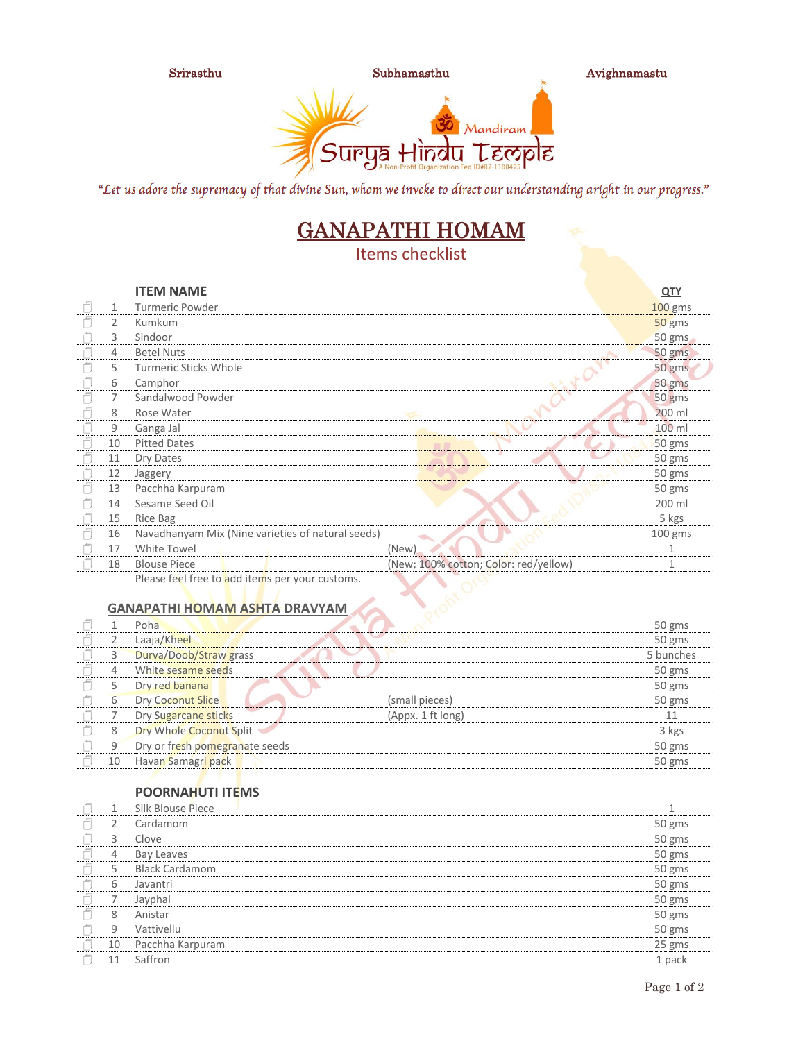Srirasthu Subhamasthu Avighnamastu

Surya Hindu Temple — Mandiram
A Non-Profit Organization Fed ID#82-1108425

*"Let us adore the supremacy of that divine Sun, whom we invoke to direct our understanding aright in our progress."*

# GANAPATHI HOMAM

## Items checklist

| | # | ITEM NAME | | QTY |
|---|---|---|---|---|
| ☐ | 1 | Turmeric Powder | | 100 gms |
| ☐ | 2 | Kumkum | | 50 gms |
| ☐ | 3 | Sindoor | | 50 gms |
| ☐ | 4 | Betel Nuts | | 50 gms |
| ☐ | 5 | Turmeric Sticks Whole | | 50 gms |
| ☐ | 6 | Camphor | | 50 gms |
| ☐ | 7 | Sandalwood Powder | | 50 gms |
| ☐ | 8 | Rose Water | | 200 ml |
| ☐ | 9 | Ganga Jal | | 100 ml |
| ☐ | 10 | Pitted Dates | | 50 gms |
| ☐ | 11 | Dry Dates | | 50 gms |
| ☐ | 12 | Jaggery | | 50 gms |
| ☐ | 13 | Pacchha Karpuram | | 50 gms |
| ☐ | 14 | Sesame Seed Oil | | 200 ml |
| ☐ | 15 | Rice Bag | | 5 kgs |
| ☐ | 16 | Navadhanyam Mix (Nine varieties of natural seeds) | | 100 gms |
| ☐ | 17 | White Towel | (New) | 1 |
| ☐ | 18 | Blouse Piece | (New; 100% cotton; Color: red/yellow) | 1 |
| | | Please feel free to add items per your customs. | | |

### GANAPATHI HOMAM ASHTA DRAVYAM

| | # | ITEM NAME | | QTY |
|---|---|---|---|---|
| ☐ | 1 | Poha | | 50 gms |
| ☐ | 2 | Laaja/Kheel | | 50 gms |
| ☐ | 3 | Durva/Doob/Straw grass | | 5 bunches |
| ☐ | 4 | White sesame seeds | | 50 gms |
| ☐ | 5 | Dry red banana | | 50 gms |
| ☐ | 6 | Dry Coconut Slice | (small pieces) | 50 gms |
| ☐ | 7 | Dry Sugarcane sticks | (Appx. 1 ft long) | 11 |
| ☐ | 8 | Dry Whole Coconut Split | | 3 kgs |
| ☐ | 9 | Dry or fresh pomegranate seeds | | 50 gms |
| ☐ | 10 | Havan Samagri pack | | 50 gms |

### POORNAHUTI ITEMS

| | # | ITEM NAME | QTY |
|---|---|---|---|
| ☐ | 1 | Silk Blouse Piece | 1 |
| ☐ | 2 | Cardamom | 50 gms |
| ☐ | 3 | Clove | 50 gms |
| ☐ | 4 | Bay Leaves | 50 gms |
| ☐ | 5 | Black Cardamom | 50 gms |
| ☐ | 6 | Javantri | 50 gms |
| ☐ | 7 | Jayphal | 50 gms |
| ☐ | 8 | Anistar | 50 gms |
| ☐ | 9 | Vattivellu | 50 gms |
| ☐ | 10 | Pacchha Karpuram | 25 gms |
| ☐ | 11 | Saffron | 1 pack |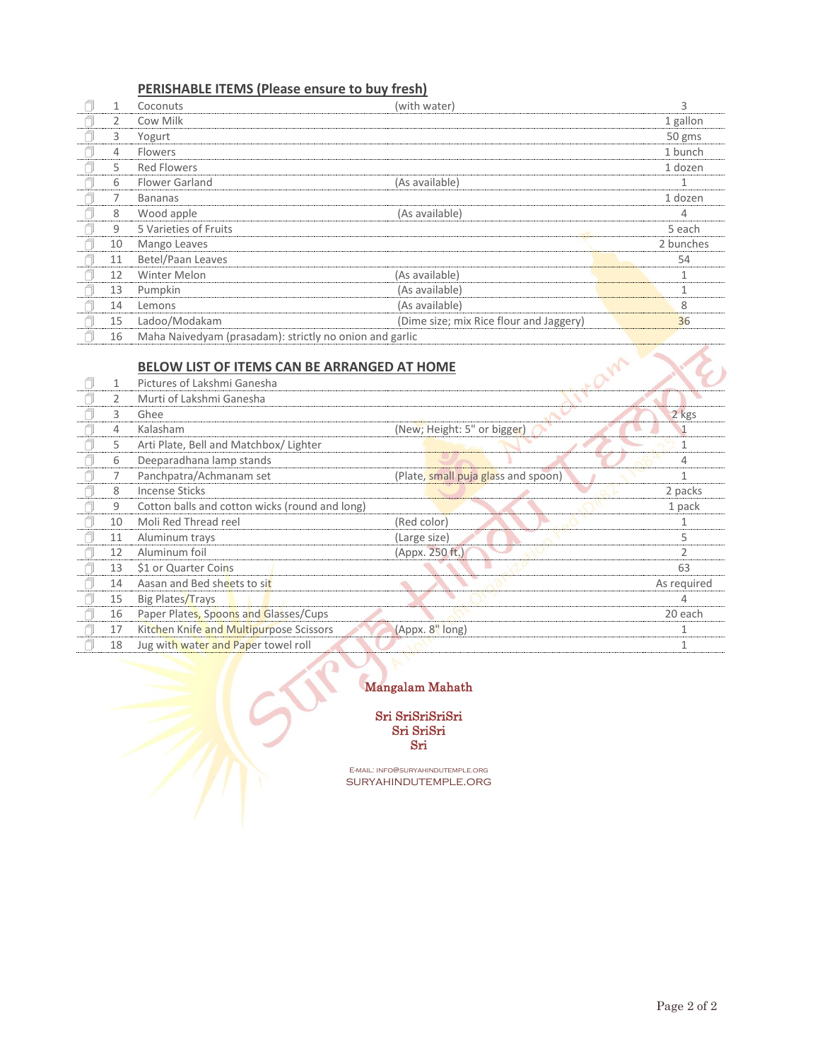**PERISHABLE ITEMS (Please ensure to buy fresh)**

| | | | | |
|---|---|---|---|---|
| ☐ | 1 | Coconuts | (with water) | 3 |
| ☐ | 2 | Cow Milk | | 1 gallon |
| ☐ | 3 | Yogurt | | 50 gms |
| ☐ | 4 | Flowers | | 1 bunch |
| ☐ | 5 | Red Flowers | | 1 dozen |
| ☐ | 6 | Flower Garland | (As available) | 1 |
| ☐ | 7 | Bananas | | 1 dozen |
| ☐ | 8 | Wood apple | (As available) | 4 |
| ☐ | 9 | 5 Varieties of Fruits | | 5 each |
| ☐ | 10 | Mango Leaves | | 2 bunches |
| ☐ | 11 | Betel/Paan Leaves | | 54 |
| ☐ | 12 | Winter Melon | (As available) | 1 |
| ☐ | 13 | Pumpkin | (As available) | 1 |
| ☐ | 14 | Lemons | (As available) | 8 |
| ☐ | 15 | Ladoo/Modakam | (Dime size; mix Rice flour and Jaggery) | 36 |
| ☐ | 16 | Maha Naivedyam (prasadam): strictly no onion and garlic | | |

**BELOW LIST OF ITEMS CAN BE ARRANGED AT HOME**

| | | | | |
|---|---|---|---|---|
| ☐ | 1 | Pictures of Lakshmi Ganesha | | |
| ☐ | 2 | Murti of Lakshmi Ganesha | | |
| ☐ | 3 | Ghee | | 2 kgs |
| ☐ | 4 | Kalasham | (New; Height: 5" or bigger) | 1 |
| ☐ | 5 | Arti Plate, Bell and Matchbox/ Lighter | | 1 |
| ☐ | 6 | Deeparadhana lamp stands | | 4 |
| ☐ | 7 | Panchpatra/Achmanam set | (Plate, small puja glass and spoon) | 1 |
| ☐ | 8 | Incense Sticks | | 2 packs |
| ☐ | 9 | Cotton balls and cotton wicks (round and long) | | 1 pack |
| ☐ | 10 | Moli Red Thread reel | (Red color) | 1 |
| ☐ | 11 | Aluminum trays | (Large size) | 5 |
| ☐ | 12 | Aluminum foil | (Appx. 250 ft.) | 2 |
| ☐ | 13 | $1 or Quarter Coins | | 63 |
| ☐ | 14 | Aasan and Bed sheets to sit | | As required |
| ☐ | 15 | Big Plates/Trays | | 4 |
| ☐ | 16 | Paper Plates, Spoons and Glasses/Cups | | 20 each |
| ☐ | 17 | Kitchen Knife and Multipurpose Scissors | (Appx. 8" long) | 1 |
| ☐ | 18 | Jug with water and Paper towel roll | | 1 |

Mangalam Mahath

Sri SriSriSriSri
Sri SriSri
Sri

E-MAIL: INFO@SURYAHINDUTEMPLE.ORG
SURYAHINDUTEMPLE.ORG